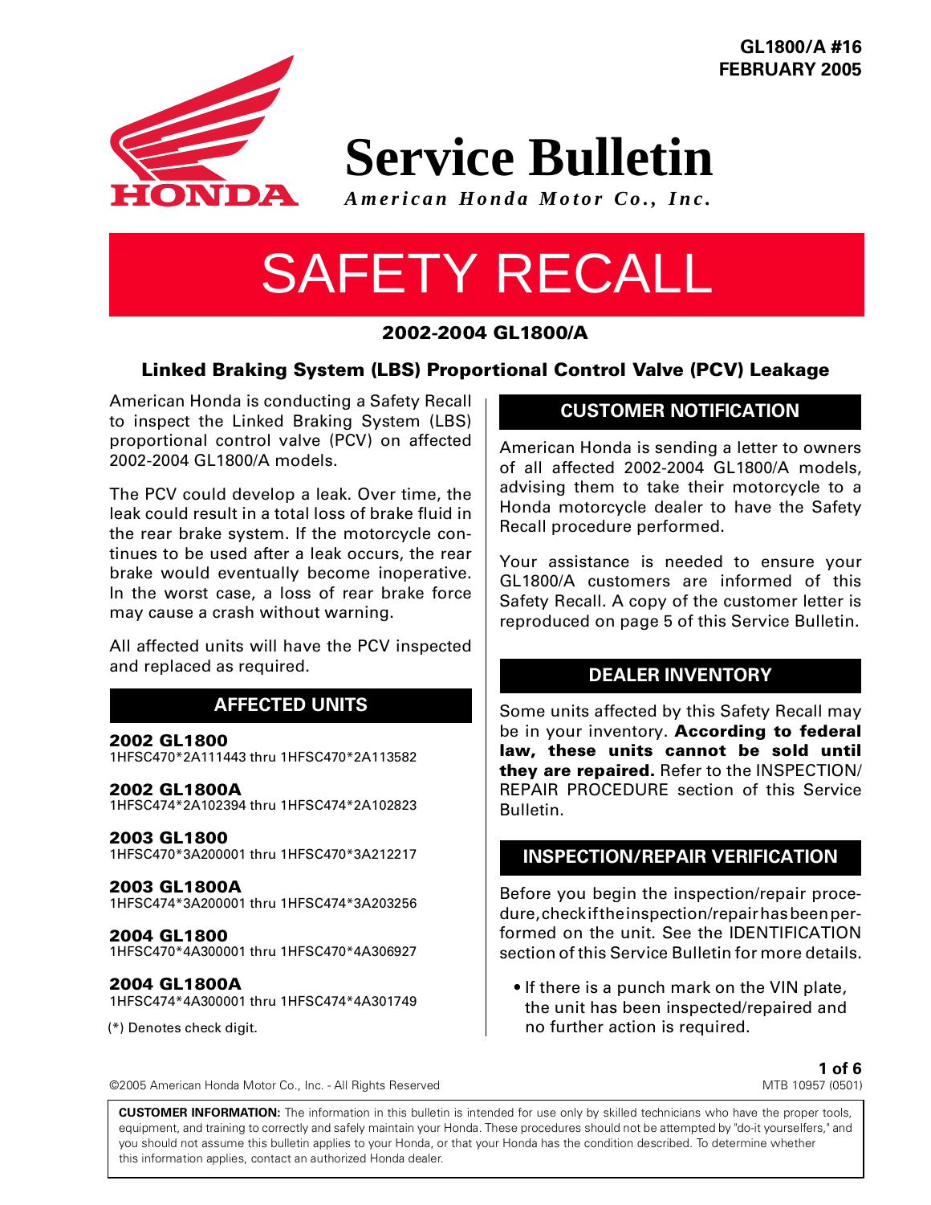GL1800/A #16
FEBRUARY 2005

# Service Bulletin

*American Honda Motor Co., Inc.*

# SAFETY RECALL

## 2002-2004 GL1800/A

## Linked Braking System (LBS) Proportional Control Valve (PCV) Leakage

American Honda is conducting a Safety Recall to inspect the Linked Braking System (LBS) proportional control valve (PCV) on affected 2002-2004 GL1800/A models.

The PCV could develop a leak. Over time, the leak could result in a total loss of brake fluid in the rear brake system. If the motorcycle continues to be used after a leak occurs, the rear brake would eventually become inoperative. In the worst case, a loss of rear brake force may cause a crash without warning.

All affected units will have the PCV inspected and replaced as required.

### AFFECTED UNITS

**2002 GL1800**
1HFSC470*2A111443 thru 1HFSC470*2A113582

**2002 GL1800A**
1HFSC474*2A102394 thru 1HFSC474*2A102823

**2003 GL1800**
1HFSC470*3A200001 thru 1HFSC470*3A212217

**2003 GL1800A**
1HFSC474*3A200001 thru 1HFSC474*3A203256

**2004 GL1800**
1HFSC470*4A300001 thru 1HFSC470*4A306927

**2004 GL1800A**
1HFSC474*4A300001 thru 1HFSC474*4A301749

(*) Denotes check digit.

### CUSTOMER NOTIFICATION

American Honda is sending a letter to owners of all affected 2002-2004 GL1800/A models, advising them to take their motorcycle to a Honda motorcycle dealer to have the Safety Recall procedure performed.

Your assistance is needed to ensure your GL1800/A customers are informed of this Safety Recall. A copy of the customer letter is reproduced on page 5 of this Service Bulletin.

### DEALER INVENTORY

Some units affected by this Safety Recall may be in your inventory. **According to federal law, these units cannot be sold until they are repaired.** Refer to the INSPECTION/REPAIR PROCEDURE section of this Service Bulletin.

### INSPECTION/REPAIR VERIFICATION

Before you begin the inspection/repair procedure, check if the inspection/repair has been performed on the unit. See the IDENTIFICATION section of this Service Bulletin for more details.

- If there is a punch mark on the VIN plate, the unit has been inspected/repaired and no further action is required.

©2005 American Honda Motor Co., Inc. - All Rights Reserved

MTB 10957 (0501)

**CUSTOMER INFORMATION:** The information in this bulletin is intended for use only by skilled technicians who have the proper tools, equipment, and training to correctly and safely maintain your Honda. These procedures should not be attempted by "do-it yourselfers," and you should not assume this bulletin applies to your Honda, or that your Honda has the condition described. To determine whether this information applies, contact an authorized Honda dealer.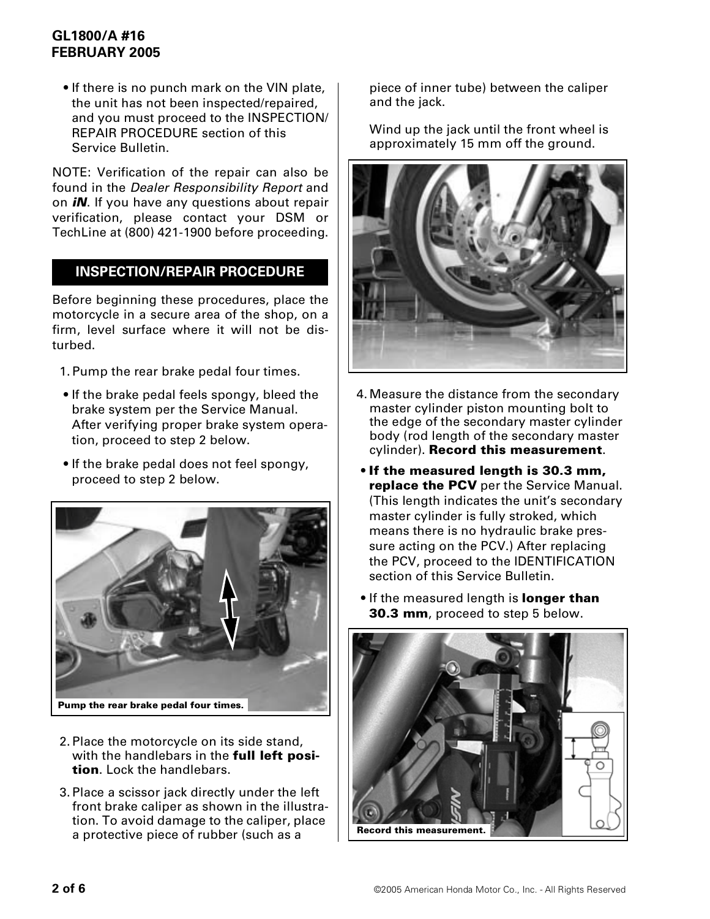- If there is no punch mark on the VIN plate, the unit has not been inspected/repaired, and you must proceed to the INSPECTION/REPAIR PROCEDURE section of this Service Bulletin.

NOTE: Verification of the repair can also be found in the *Dealer Responsibility Report* and on ***iN***. If you have any questions about repair verification, please contact your DSM or TechLine at (800) 421-1900 before proceeding.

## INSPECTION/REPAIR PROCEDURE

Before beginning these procedures, place the motorcycle in a secure area of the shop, on a firm, level surface where it will not be disturbed.

1. Pump the rear brake pedal four times.

- If the brake pedal feels spongy, bleed the brake system per the Service Manual. After verifying proper brake system operation, proceed to step 2 below.
- If the brake pedal does not feel spongy, proceed to step 2 below.

**Pump the rear brake pedal four times.**

2. Place the motorcycle on its side stand, with the handlebars in the **full left position**. Lock the handlebars.
3. Place a scissor jack directly under the left front brake caliper as shown in the illustration. To avoid damage to the caliper, place a protective piece of rubber (such as a piece of inner tube) between the caliper and the jack.

   Wind up the jack until the front wheel is approximately 15 mm off the ground.

4. Measure the distance from the secondary master cylinder piston mounting bolt to the edge of the secondary master cylinder body (rod length of the secondary master cylinder). **Record this measurement**.

- **If the measured length is 30.3 mm, replace the PCV** per the Service Manual. (This length indicates the unit's secondary master cylinder is fully stroked, which means there is no hydraulic brake pressure acting on the PCV.) After replacing the PCV, proceed to the IDENTIFICATION section of this Service Bulletin.
- If the measured length is **longer than 30.3 mm**, proceed to step 5 below.

**Record this measurement.**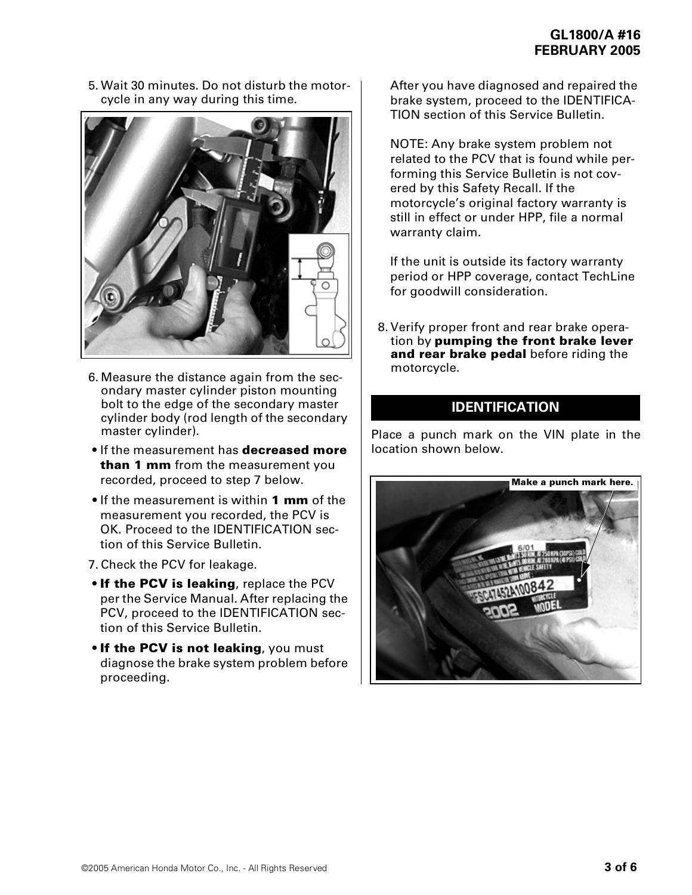5. Wait 30 minutes. Do not disturb the motorcycle in any way during this time.

6. Measure the distance again from the secondary master cylinder piston mounting bolt to the edge of the secondary master cylinder body (rod length of the secondary master cylinder).

- If the measurement has **decreased more than 1 mm** from the measurement you recorded, proceed to step 7 below.
- If the measurement is within **1 mm** of the measurement you recorded, the PCV is OK. Proceed to the IDENTIFICATION section of this Service Bulletin.

7. Check the PCV for leakage.

- **If the PCV is leaking**, replace the PCV per the Service Manual. After replacing the PCV, proceed to the IDENTIFICATION section of this Service Bulletin.
- **If the PCV is not leaking**, you must diagnose the brake system problem before proceeding.

After you have diagnosed and repaired the brake system, proceed to the IDENTIFICATION section of this Service Bulletin.

NOTE: Any brake system problem not related to the PCV that is found while performing this Service Bulletin is not covered by this Safety Recall. If the motorcycle's original factory warranty is still in effect or under HPP, file a normal warranty claim.

If the unit is outside its factory warranty period or HPP coverage, contact TechLine for goodwill consideration.

8. Verify proper front and rear brake operation by **pumping the front brake lever and rear brake pedal** before riding the motorcycle.

## IDENTIFICATION

Place a punch mark on the VIN plate in the location shown below.

Make a punch mark here.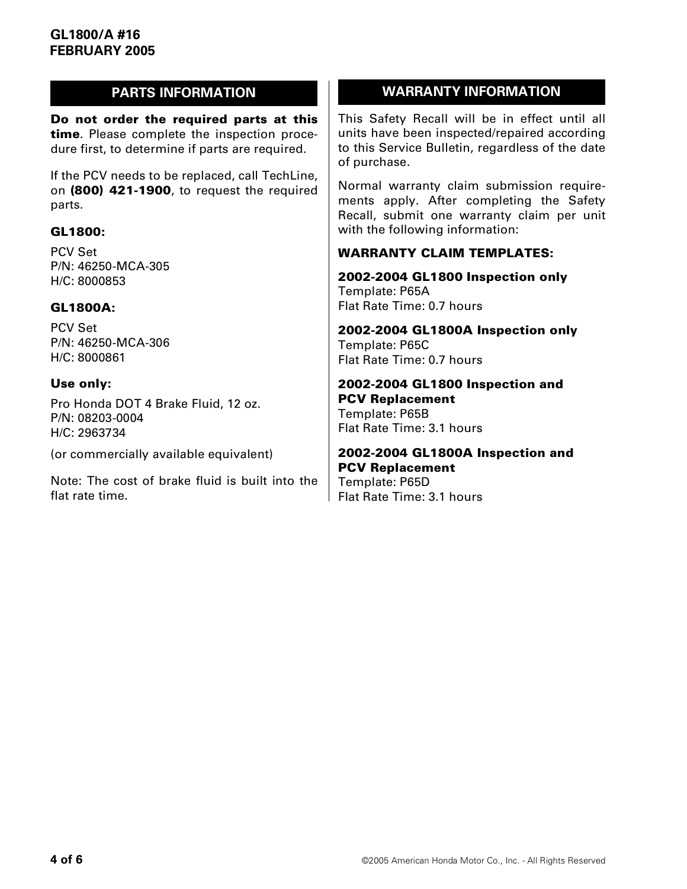## PARTS INFORMATION

**Do not order the required parts at this time**. Please complete the inspection procedure first, to determine if parts are required.

If the PCV needs to be replaced, call TechLine, on **(800) 421-1900**, to request the required parts.

**GL1800:**

PCV Set
P/N: 46250-MCA-305
H/C: 8000853

**GL1800A:**

PCV Set
P/N: 46250-MCA-306
H/C: 8000861

**Use only:**

Pro Honda DOT 4 Brake Fluid, 12 oz.
P/N: 08203-0004
H/C: 2963734

(or commercially available equivalent)

Note: The cost of brake fluid is built into the flat rate time.

## WARRANTY INFORMATION

This Safety Recall will be in effect until all units have been inspected/repaired according to this Service Bulletin, regardless of the date of purchase.

Normal warranty claim submission requirements apply. After completing the Safety Recall, submit one warranty claim per unit with the following information:

**WARRANTY CLAIM TEMPLATES:**

**2002-2004 GL1800 Inspection only**
Template: P65A
Flat Rate Time: 0.7 hours

**2002-2004 GL1800A Inspection only**
Template: P65C
Flat Rate Time: 0.7 hours

**2002-2004 GL1800 Inspection and PCV Replacement**
Template: P65B
Flat Rate Time: 3.1 hours

**2002-2004 GL1800A Inspection and PCV Replacement**
Template: P65D
Flat Rate Time: 3.1 hours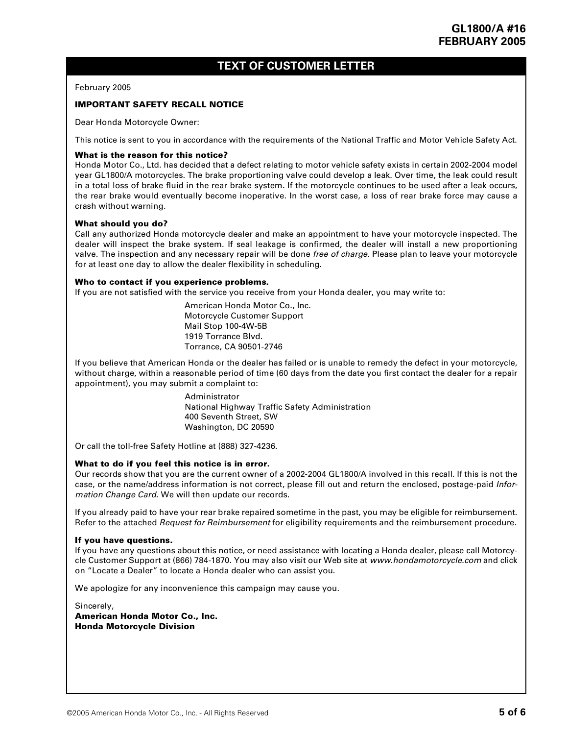## TEXT OF CUSTOMER LETTER

February 2005

**IMPORTANT SAFETY RECALL NOTICE**

Dear Honda Motorcycle Owner:

This notice is sent to you in accordance with the requirements of the National Traffic and Motor Vehicle Safety Act.

**What is the reason for this notice?**
Honda Motor Co., Ltd. has decided that a defect relating to motor vehicle safety exists in certain 2002-2004 model year GL1800/A motorcycles. The brake proportioning valve could develop a leak. Over time, the leak could result in a total loss of brake fluid in the rear brake system. If the motorcycle continues to be used after a leak occurs, the rear brake would eventually become inoperative. In the worst case, a loss of rear brake force may cause a crash without warning.

**What should you do?**
Call any authorized Honda motorcycle dealer and make an appointment to have your motorcycle inspected. The dealer will inspect the brake system. If seal leakage is confirmed, the dealer will install a new proportioning valve. The inspection and any necessary repair will be done *free of charge*. Please plan to leave your motorcycle for at least one day to allow the dealer flexibility in scheduling.

**Who to contact if you experience problems.**
If you are not satisfied with the service you receive from your Honda dealer, you may write to:

American Honda Motor Co., Inc.
Motorcycle Customer Support
Mail Stop 100-4W-5B
1919 Torrance Blvd.
Torrance, CA 90501-2746

If you believe that American Honda or the dealer has failed or is unable to remedy the defect in your motorcycle, without charge, within a reasonable period of time (60 days from the date you first contact the dealer for a repair appointment), you may submit a complaint to:

Administrator
National Highway Traffic Safety Administration
400 Seventh Street, SW
Washington, DC 20590

Or call the toll-free Safety Hotline at (888) 327-4236.

**What to do if you feel this notice is in error.**
Our records show that you are the current owner of a 2002-2004 GL1800/A involved in this recall. If this is not the case, or the name/address information is not correct, please fill out and return the enclosed, postage-paid *Information Change Card*. We will then update our records.

If you already paid to have your rear brake repaired sometime in the past, you may be eligible for reimbursement. Refer to the attached *Request for Reimbursement* for eligibility requirements and the reimbursement procedure.

**If you have questions.**
If you have any questions about this notice, or need assistance with locating a Honda dealer, please call Motorcycle Customer Support at (866) 784-1870. You may also visit our Web site at *www.hondamotorcycle.com* and click on "Locate a Dealer" to locate a Honda dealer who can assist you.

We apologize for any inconvenience this campaign may cause you.

Sincerely,
**American Honda Motor Co., Inc.**
**Honda Motorcycle Division**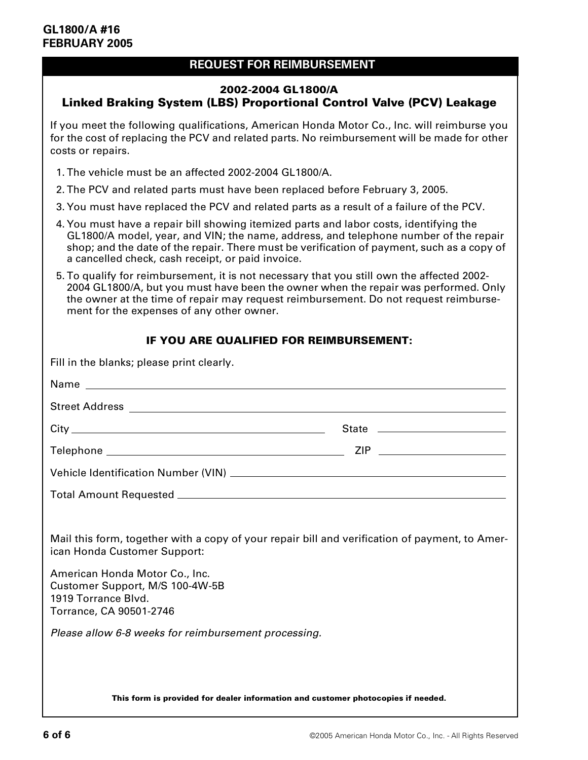## REQUEST FOR REIMBURSEMENT

### 2002-2004 GL1800/A
### Linked Braking System (LBS) Proportional Control Valve (PCV) Leakage

If you meet the following qualifications, American Honda Motor Co., Inc. will reimburse you for the cost of replacing the PCV and related parts. No reimbursement will be made for other costs or repairs.

1. The vehicle must be an affected 2002-2004 GL1800/A.
2. The PCV and related parts must have been replaced before February 3, 2005.
3. You must have replaced the PCV and related parts as a result of a failure of the PCV.
4. You must have a repair bill showing itemized parts and labor costs, identifying the GL1800/A model, year, and VIN; the name, address, and telephone number of the repair shop; and the date of the repair. There must be verification of payment, such as a copy of a cancelled check, cash receipt, or paid invoice.
5. To qualify for reimbursement, it is not necessary that you still own the affected 2002-2004 GL1800/A, but you must have been the owner when the repair was performed. Only the owner at the time of repair may request reimbursement. Do not request reimbursement for the expenses of any other owner.

**IF YOU ARE QUALIFIED FOR REIMBURSEMENT:**

Fill in the blanks; please print clearly.

Name ______________________________

Street Address ______________________________

City ______________________________ State ______________

Telephone ______________________________ ZIP ______________

Vehicle Identification Number (VIN) ______________________________

Total Amount Requested ______________________________

Mail this form, together with a copy of your repair bill and verification of payment, to American Honda Customer Support:

American Honda Motor Co., Inc.
Customer Support, M/S 100-4W-5B
1919 Torrance Blvd.
Torrance, CA 90501-2746

*Please allow 6-8 weeks for reimbursement processing.*

**This form is provided for dealer information and customer photocopies if needed.**